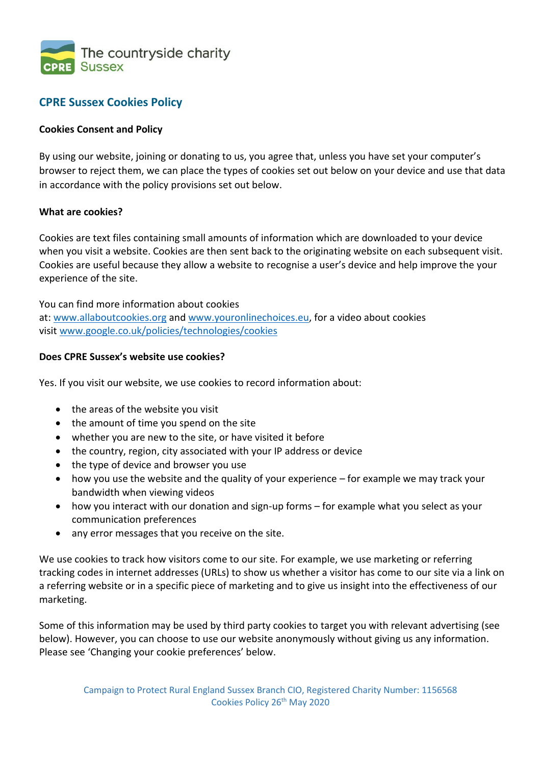The countryside charity
Sussex

# CPRE Sussex Cookies Policy

**Cookies Consent and Policy**

By using our website, joining or donating to us, you agree that, unless you have set your computer's browser to reject them, we can place the types of cookies set out below on your device and use that data in accordance with the policy provisions set out below.

**What are cookies?**

Cookies are text files containing small amounts of information which are downloaded to your device when you visit a website. Cookies are then sent back to the originating website on each subsequent visit. Cookies are useful because they allow a website to recognise a user's device and help improve the your experience of the site.

You can find more information about cookies at: [www.allaboutcookies.org](http://www.allaboutcookies.org) and [www.youronlinechoices.eu](http://www.youronlinechoices.eu), for a video about cookies visit [www.google.co.uk/policies/technologies/cookies](http://www.google.co.uk/policies/technologies/cookies)

**Does CPRE Sussex's website use cookies?**

Yes. If you visit our website, we use cookies to record information about:

- the areas of the website you visit
- the amount of time you spend on the site
- whether you are new to the site, or have visited it before
- the country, region, city associated with your IP address or device
- the type of device and browser you use
- how you use the website and the quality of your experience – for example we may track your bandwidth when viewing videos
- how you interact with our donation and sign-up forms – for example what you select as your communication preferences
- any error messages that you receive on the site.

We use cookies to track how visitors come to our site. For example, we use marketing or referring tracking codes in internet addresses (URLs) to show us whether a visitor has come to our site via a link on a referring website or in a specific piece of marketing and to give us insight into the effectiveness of our marketing.

Some of this information may be used by third party cookies to target you with relevant advertising (see below). However, you can choose to use our website anonymously without giving us any information. Please see 'Changing your cookie preferences' below.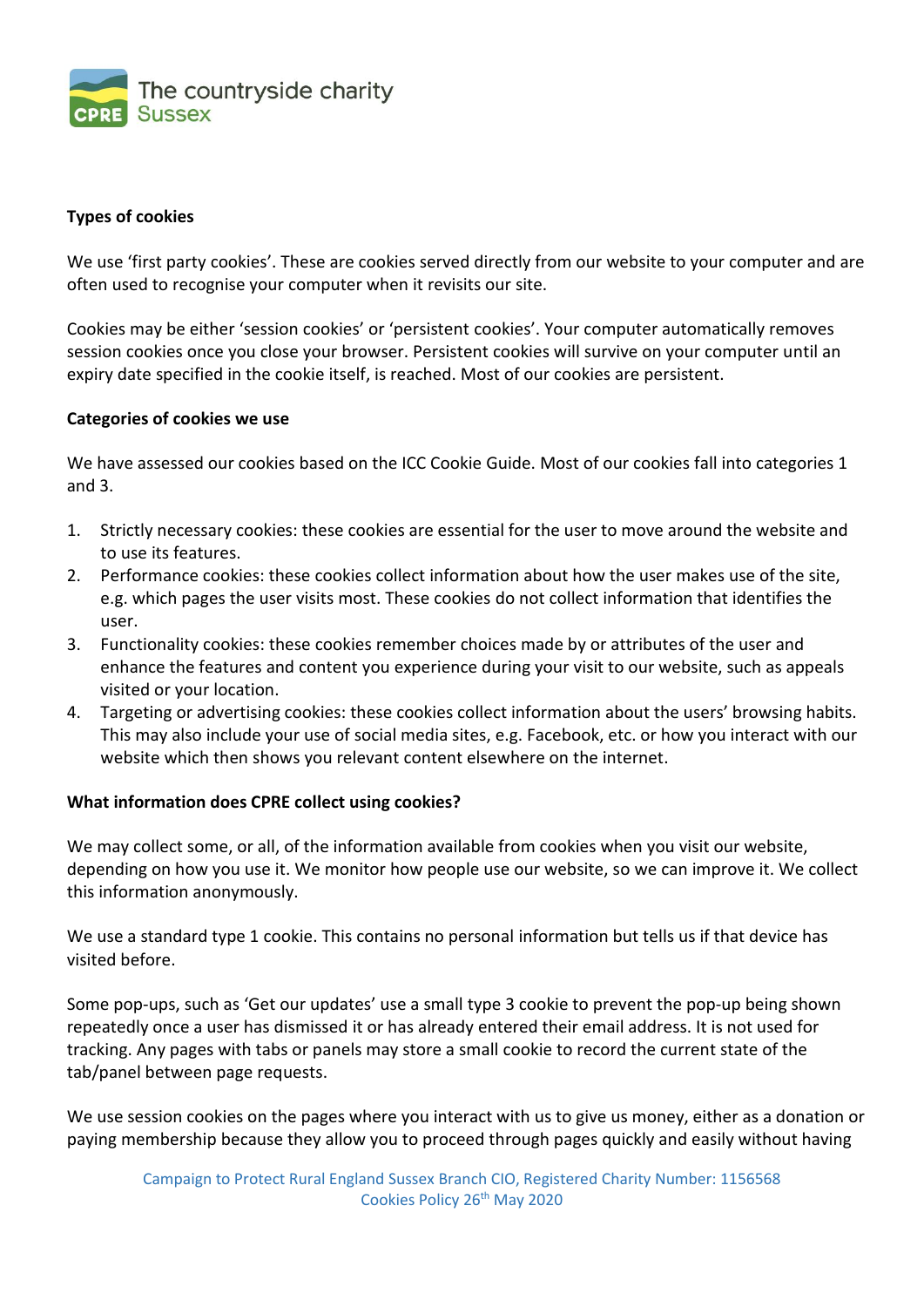**Types of cookies**

We use 'first party cookies'. These are cookies served directly from our website to your computer and are often used to recognise your computer when it revisits our site.

Cookies may be either 'session cookies' or 'persistent cookies'. Your computer automatically removes session cookies once you close your browser. Persistent cookies will survive on your computer until an expiry date specified in the cookie itself, is reached. Most of our cookies are persistent.

**Categories of cookies we use**

We have assessed our cookies based on the ICC Cookie Guide. Most of our cookies fall into categories 1 and 3.

1. Strictly necessary cookies: these cookies are essential for the user to move around the website and to use its features.
2. Performance cookies: these cookies collect information about how the user makes use of the site, e.g. which pages the user visits most. These cookies do not collect information that identifies the user.
3. Functionality cookies: these cookies remember choices made by or attributes of the user and enhance the features and content you experience during your visit to our website, such as appeals visited or your location.
4. Targeting or advertising cookies: these cookies collect information about the users' browsing habits. This may also include your use of social media sites, e.g. Facebook, etc. or how you interact with our website which then shows you relevant content elsewhere on the internet.

**What information does CPRE collect using cookies?**

We may collect some, or all, of the information available from cookies when you visit our website, depending on how you use it. We monitor how people use our website, so we can improve it. We collect this information anonymously.

We use a standard type 1 cookie. This contains no personal information but tells us if that device has visited before.

Some pop-ups, such as 'Get our updates' use a small type 3 cookie to prevent the pop-up being shown repeatedly once a user has dismissed it or has already entered their email address. It is not used for tracking. Any pages with tabs or panels may store a small cookie to record the current state of the tab/panel between page requests.

We use session cookies on the pages where you interact with us to give us money, either as a donation or paying membership because they allow you to proceed through pages quickly and easily without having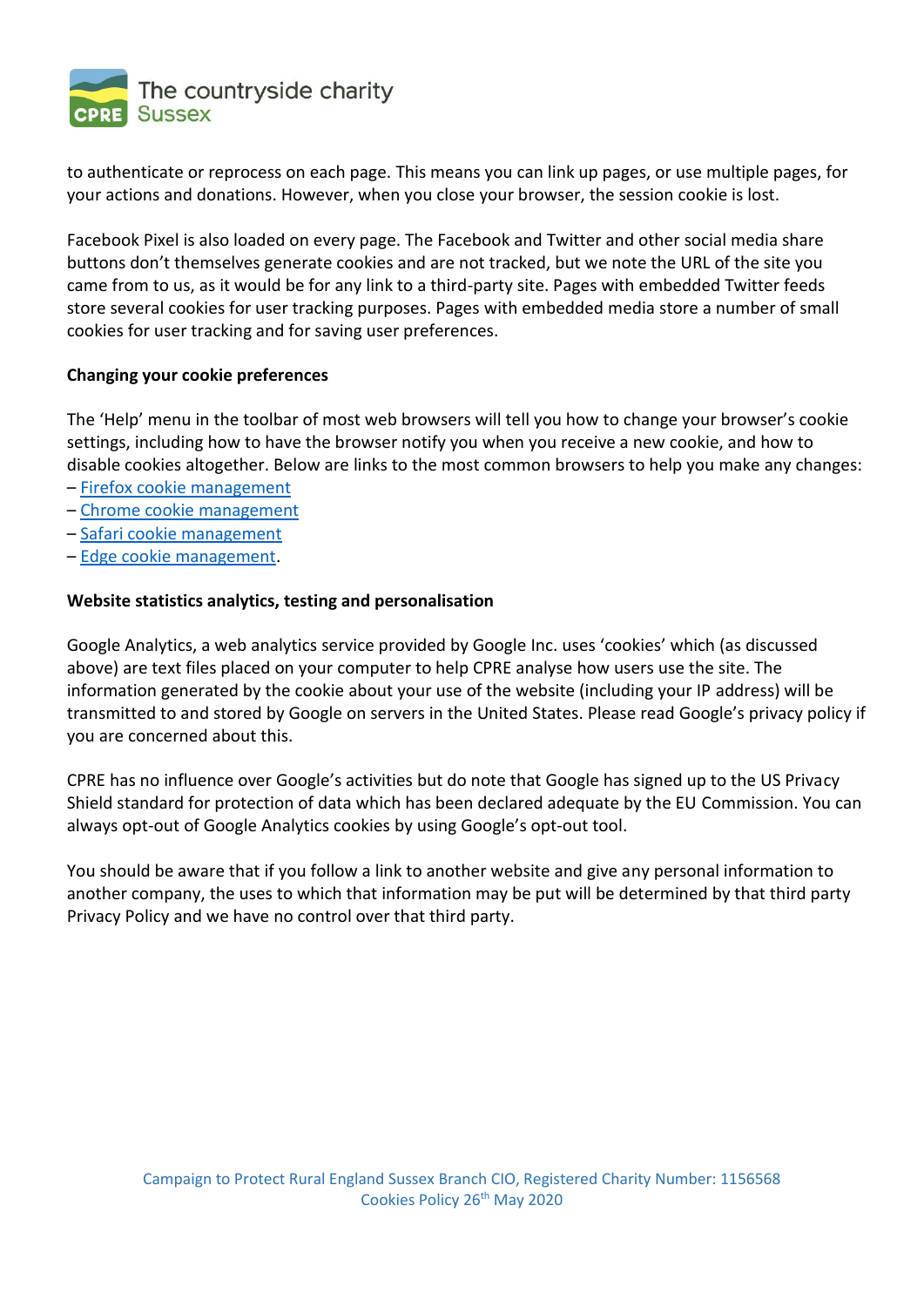to authenticate or reprocess on each page. This means you can link up pages, or use multiple pages, for your actions and donations. However, when you close your browser, the session cookie is lost.

Facebook Pixel is also loaded on every page. The Facebook and Twitter and other social media share buttons don't themselves generate cookies and are not tracked, but we note the URL of the site you came from to us, as it would be for any link to a third-party site. Pages with embedded Twitter feeds store several cookies for user tracking purposes. Pages with embedded media store a number of small cookies for user tracking and for saving user preferences.

**Changing your cookie preferences**

The 'Help' menu in the toolbar of most web browsers will tell you how to change your browser's cookie settings, including how to have the browser notify you when you receive a new cookie, and how to disable cookies altogether. Below are links to the most common browsers to help you make any changes:
– Firefox cookie management
– Chrome cookie management
– Safari cookie management
– Edge cookie management.

**Website statistics analytics, testing and personalisation**

Google Analytics, a web analytics service provided by Google Inc. uses 'cookies' which (as discussed above) are text files placed on your computer to help CPRE analyse how users use the site. The information generated by the cookie about your use of the website (including your IP address) will be transmitted to and stored by Google on servers in the United States. Please read Google's privacy policy if you are concerned about this.

CPRE has no influence over Google's activities but do note that Google has signed up to the US Privacy Shield standard for protection of data which has been declared adequate by the EU Commission. You can always opt-out of Google Analytics cookies by using Google's opt-out tool.

You should be aware that if you follow a link to another website and give any personal information to another company, the uses to which that information may be put will be determined by that third party Privacy Policy and we have no control over that third party.